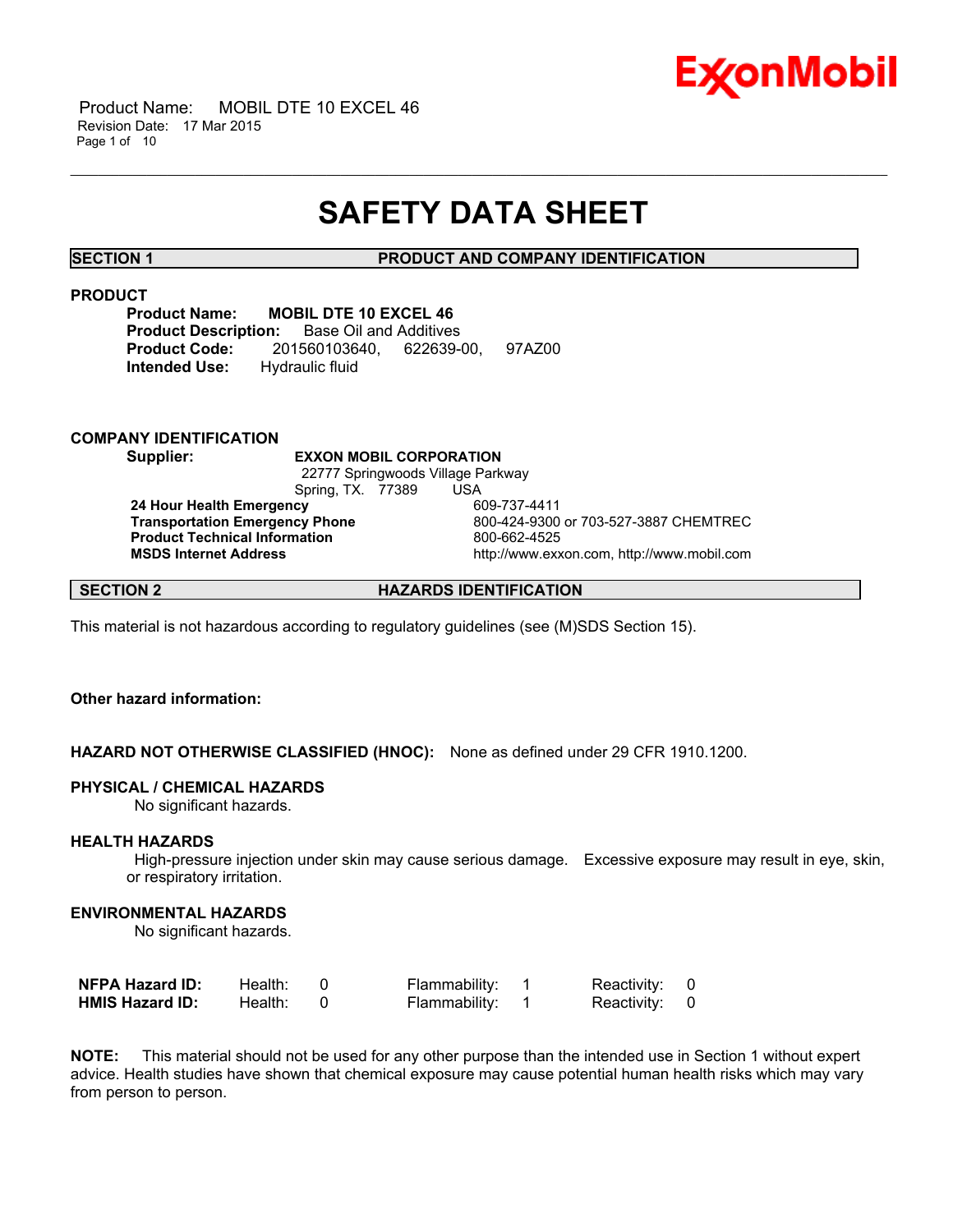# SAFETY DATA SHEET

## SECTION 1 PRODUCT AND COMPANY IDENTIFICATION

### PRODUCT

**Product Name:** **MOBIL DTE 10 EXCEL 46**
**Product Description:** Base Oil and Additives
**Product Code:** 201560103640, 622639-00, 97AZ00
**Intended Use:** Hydraulic fluid

### COMPANY IDENTIFICATION

**Supplier:** **EXXON MOBIL CORPORATION**
22777 Springwoods Village Parkway
Spring, TX. 77389 USA

| | |
|---|---|
| **24 Hour Health Emergency** | 609-737-4411 |
| **Transportation Emergency Phone** | 800-424-9300 or 703-527-3887 CHEMTREC |
| **Product Technical Information** | 800-662-4525 |
| **MSDS Internet Address** | http://www.exxon.com, http://www.mobil.com |

## SECTION 2 HAZARDS IDENTIFICATION

This material is not hazardous according to regulatory guidelines (see (M)SDS Section 15).

**Other hazard information:**

**HAZARD NOT OTHERWISE CLASSIFIED (HNOC):** None as defined under 29 CFR 1910.1200.

**PHYSICAL / CHEMICAL HAZARDS**
No significant hazards.

**HEALTH HAZARDS**
High-pressure injection under skin may cause serious damage. Excessive exposure may result in eye, skin, or respiratory irritation.

**ENVIRONMENTAL HAZARDS**
No significant hazards.

| | | | | | | |
|---|---|---|---|---|---|---|
| **NFPA Hazard ID:** | Health: | 0 | Flammability: | 1 | Reactivity: | 0 |
| **HMIS Hazard ID:** | Health: | 0 | Flammability: | 1 | Reactivity: | 0 |

**NOTE:** This material should not be used for any other purpose than the intended use in Section 1 without expert advice. Health studies have shown that chemical exposure may cause potential human health risks which may vary from person to person.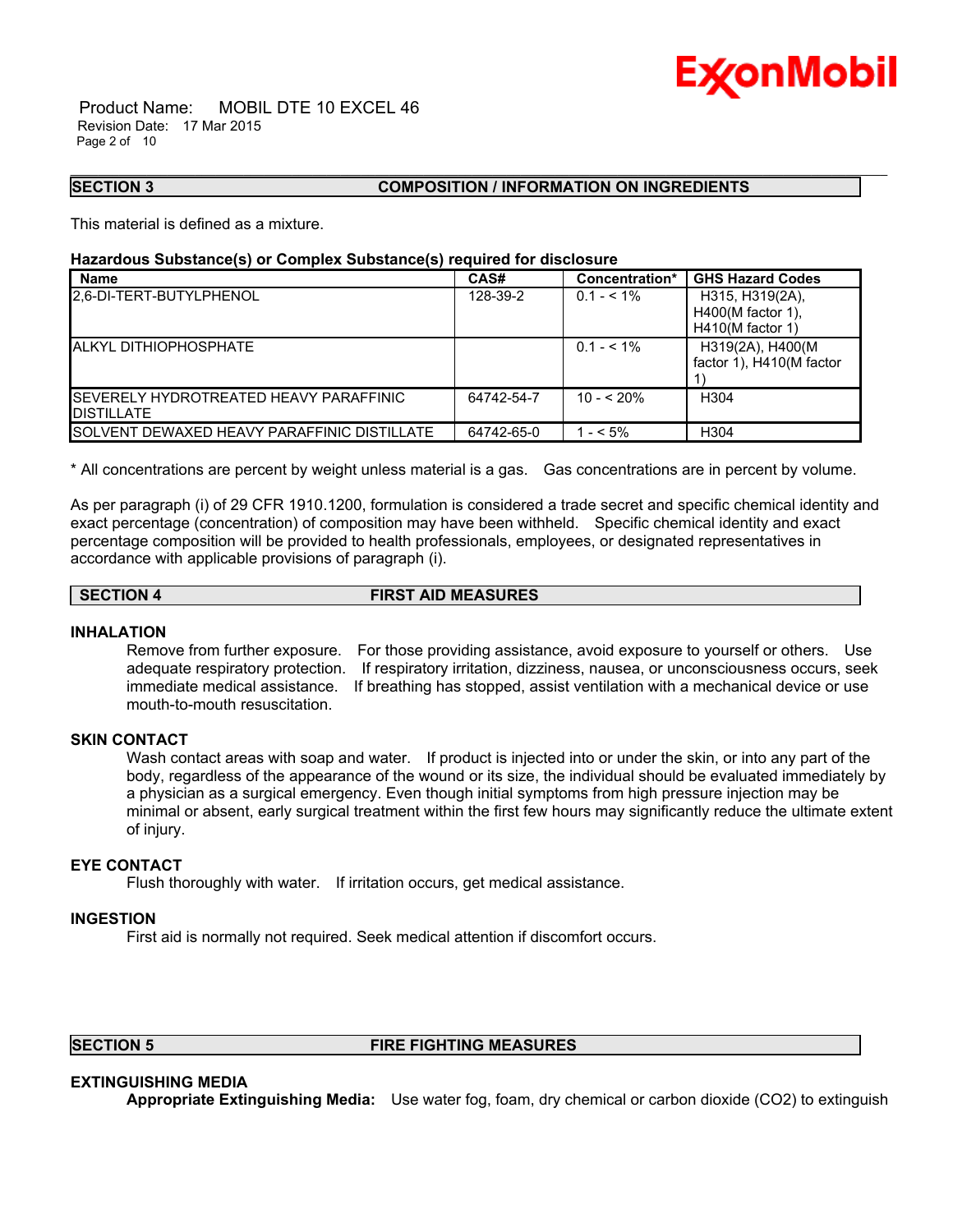## SECTION 3 COMPOSITION / INFORMATION ON INGREDIENTS

This material is defined as a mixture.

**Hazardous Substance(s) or Complex Substance(s) required for disclosure**

| Name | CAS# | Concentration* | GHS Hazard Codes |
|---|---|---|---|
| 2,6-DI-TERT-BUTYLPHENOL | 128-39-2 | 0.1 - < 1% | H315, H319(2A), H400(M factor 1), H410(M factor 1) |
| ALKYL DITHIOPHOSPHATE | | 0.1 - < 1% | H319(2A), H400(M factor 1), H410(M factor 1) |
| SEVERELY HYDROTREATED HEAVY PARAFFINIC DISTILLATE | 64742-54-7 | 10 - < 20% | H304 |
| SOLVENT DEWAXED HEAVY PARAFFINIC DISTILLATE | 64742-65-0 | 1 - < 5% | H304 |

* All concentrations are percent by weight unless material is a gas. Gas concentrations are in percent by volume.

As per paragraph (i) of 29 CFR 1910.1200, formulation is considered a trade secret and specific chemical identity and exact percentage (concentration) of composition may have been withheld. Specific chemical identity and exact percentage composition will be provided to health professionals, employees, or designated representatives in accordance with applicable provisions of paragraph (i).

## SECTION 4 FIRST AID MEASURES

### INHALATION

Remove from further exposure. For those providing assistance, avoid exposure to yourself or others. Use adequate respiratory protection. If respiratory irritation, dizziness, nausea, or unconsciousness occurs, seek immediate medical assistance. If breathing has stopped, assist ventilation with a mechanical device or use mouth-to-mouth resuscitation.

### SKIN CONTACT

Wash contact areas with soap and water. If product is injected into or under the skin, or into any part of the body, regardless of the appearance of the wound or its size, the individual should be evaluated immediately by a physician as a surgical emergency. Even though initial symptoms from high pressure injection may be minimal or absent, early surgical treatment within the first few hours may significantly reduce the ultimate extent of injury.

### EYE CONTACT

Flush thoroughly with water. If irritation occurs, get medical assistance.

### INGESTION

First aid is normally not required. Seek medical attention if discomfort occurs.

## SECTION 5 FIRE FIGHTING MEASURES

### EXTINGUISHING MEDIA

**Appropriate Extinguishing Media:** Use water fog, foam, dry chemical or carbon dioxide ($CO_2$) to extinguish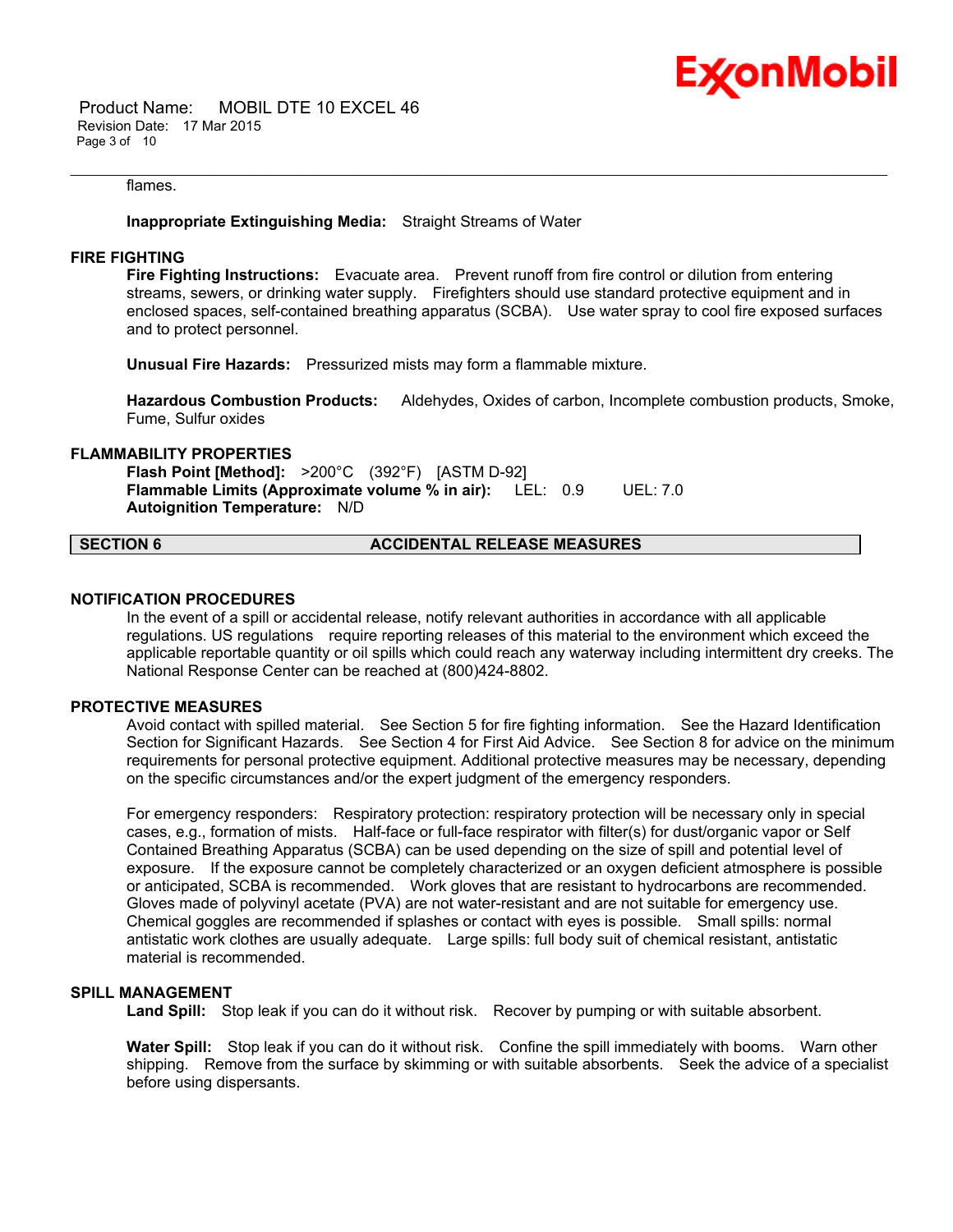flames.

**Inappropriate Extinguishing Media:** Straight Streams of Water

### FIRE FIGHTING

**Fire Fighting Instructions:** Evacuate area. Prevent runoff from fire control or dilution from entering streams, sewers, or drinking water supply. Firefighters should use standard protective equipment and in enclosed spaces, self-contained breathing apparatus (SCBA). Use water spray to cool fire exposed surfaces and to protect personnel.

**Unusual Fire Hazards:** Pressurized mists may form a flammable mixture.

**Hazardous Combustion Products:** Aldehydes, Oxides of carbon, Incomplete combustion products, Smoke, Fume, Sulfur oxides

### FLAMMABILITY PROPERTIES

**Flash Point [Method]:** >200°C (392°F) [ASTM D-92]
**Flammable Limits (Approximate volume % in air):** LEL: 0.9 UEL: 7.0
**Autoignition Temperature:** N/D

## SECTION 6 ACCIDENTAL RELEASE MEASURES

### NOTIFICATION PROCEDURES

In the event of a spill or accidental release, notify relevant authorities in accordance with all applicable regulations. US regulations require reporting releases of this material to the environment which exceed the applicable reportable quantity or oil spills which could reach any waterway including intermittent dry creeks. The National Response Center can be reached at (800)424-8802.

### PROTECTIVE MEASURES

Avoid contact with spilled material. See Section 5 for fire fighting information. See the Hazard Identification Section for Significant Hazards. See Section 4 for First Aid Advice. See Section 8 for advice on the minimum requirements for personal protective equipment. Additional protective measures may be necessary, depending on the specific circumstances and/or the expert judgment of the emergency responders.

For emergency responders: Respiratory protection: respiratory protection will be necessary only in special cases, e.g., formation of mists. Half-face or full-face respirator with filter(s) for dust/organic vapor or Self Contained Breathing Apparatus (SCBA) can be used depending on the size of spill and potential level of exposure. If the exposure cannot be completely characterized or an oxygen deficient atmosphere is possible or anticipated, SCBA is recommended. Work gloves that are resistant to hydrocarbons are recommended. Gloves made of polyvinyl acetate (PVA) are not water-resistant and are not suitable for emergency use. Chemical goggles are recommended if splashes or contact with eyes is possible. Small spills: normal antistatic work clothes are usually adequate. Large spills: full body suit of chemical resistant, antistatic material is recommended.

### SPILL MANAGEMENT

**Land Spill:** Stop leak if you can do it without risk. Recover by pumping or with suitable absorbent.

**Water Spill:** Stop leak if you can do it without risk. Confine the spill immediately with booms. Warn other shipping. Remove from the surface by skimming or with suitable absorbents. Seek the advice of a specialist before using dispersants.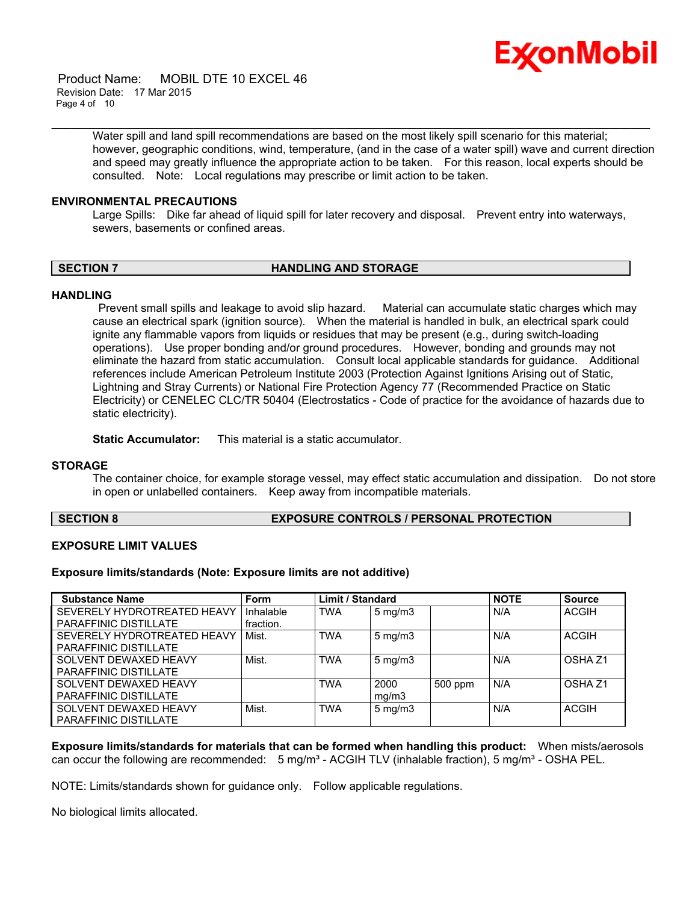Water spill and land spill recommendations are based on the most likely spill scenario for this material; however, geographic conditions, wind, temperature, (and in the case of a water spill) wave and current direction and speed may greatly influence the appropriate action to be taken. For this reason, local experts should be consulted. Note: Local regulations may prescribe or limit action to be taken.

### ENVIRONMENTAL PRECAUTIONS

Large Spills: Dike far ahead of liquid spill for later recovery and disposal. Prevent entry into waterways, sewers, basements or confined areas.

## SECTION 7 HANDLING AND STORAGE

### HANDLING

Prevent small spills and leakage to avoid slip hazard. Material can accumulate static charges which may cause an electrical spark (ignition source). When the material is handled in bulk, an electrical spark could ignite any flammable vapors from liquids or residues that may be present (e.g., during switch-loading operations). Use proper bonding and/or ground procedures. However, bonding and grounds may not eliminate the hazard from static accumulation. Consult local applicable standards for guidance. Additional references include American Petroleum Institute 2003 (Protection Against Ignitions Arising out of Static, Lightning and Stray Currents) or National Fire Protection Agency 77 (Recommended Practice on Static Electricity) or CENELEC CLC/TR 50404 (Electrostatics - Code of practice for the avoidance of hazards due to static electricity).

**Static Accumulator:** This material is a static accumulator.

### STORAGE

The container choice, for example storage vessel, may effect static accumulation and dissipation. Do not store in open or unlabelled containers. Keep away from incompatible materials.

## SECTION 8 EXPOSURE CONTROLS / PERSONAL PROTECTION

### EXPOSURE LIMIT VALUES

**Exposure limits/standards (Note: Exposure limits are not additive)**

| Substance Name | Form | Limit / Standard | | | NOTE | Source |
|---|---|---|---|---|---|---|
| SEVERELY HYDROTREATED HEAVY PARAFFINIC DISTILLATE | Inhalable fraction. | TWA | 5 mg/m3 | | N/A | ACGIH |
| SEVERELY HYDROTREATED HEAVY PARAFFINIC DISTILLATE | Mist. | TWA | 5 mg/m3 | | N/A | ACGIH |
| SOLVENT DEWAXED HEAVY PARAFFINIC DISTILLATE | Mist. | TWA | 5 mg/m3 | | N/A | OSHA Z1 |
| SOLVENT DEWAXED HEAVY PARAFFINIC DISTILLATE | | TWA | 2000 mg/m3 | 500 ppm | N/A | OSHA Z1 |
| SOLVENT DEWAXED HEAVY PARAFFINIC DISTILLATE | Mist. | TWA | 5 mg/m3 | | N/A | ACGIH |

**Exposure limits/standards for materials that can be formed when handling this product:** When mists/aerosols can occur the following are recommended: 5 mg/m³ - ACGIH TLV (inhalable fraction), 5 mg/m³ - OSHA PEL.

NOTE: Limits/standards shown for guidance only. Follow applicable regulations.

No biological limits allocated.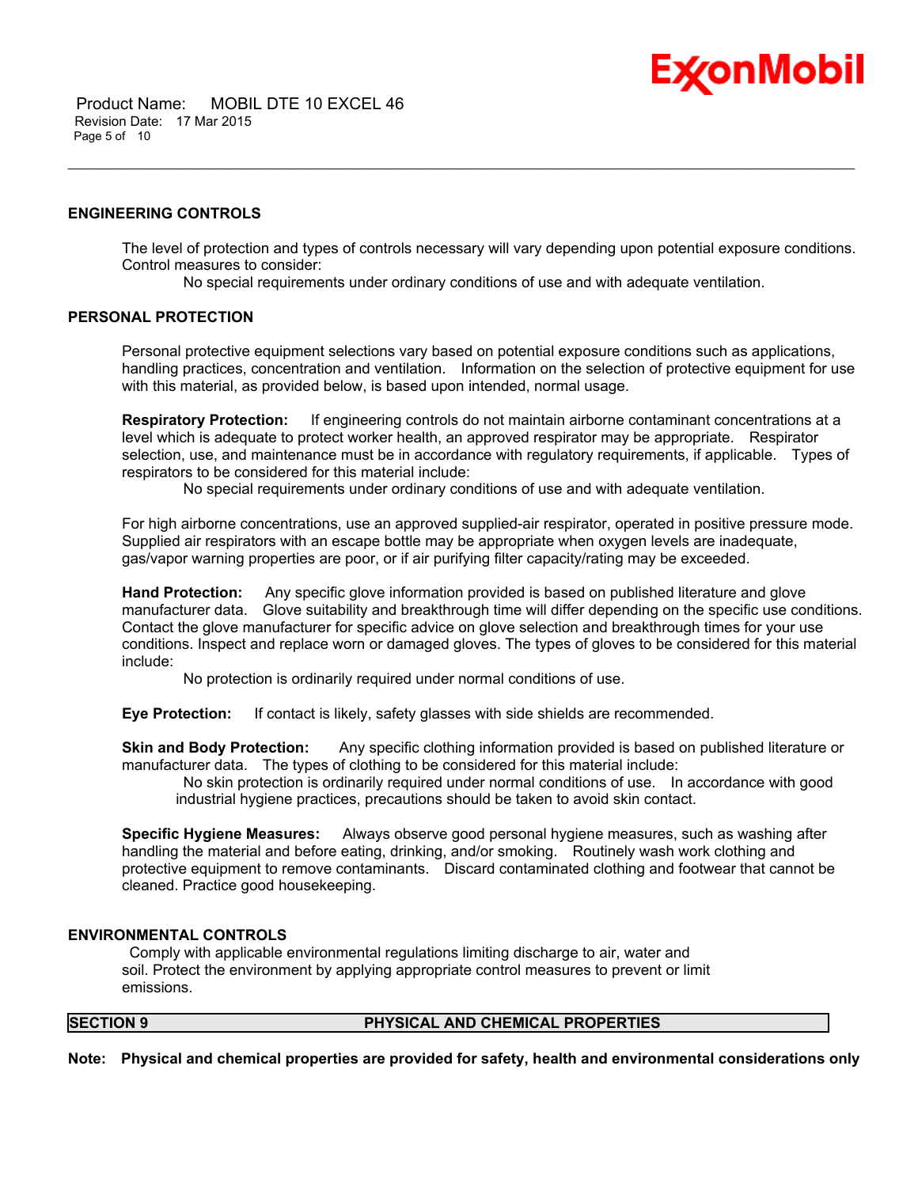### ENGINEERING CONTROLS

The level of protection and types of controls necessary will vary depending upon potential exposure conditions. Control measures to consider:

No special requirements under ordinary conditions of use and with adequate ventilation.

### PERSONAL PROTECTION

Personal protective equipment selections vary based on potential exposure conditions such as applications, handling practices, concentration and ventilation. Information on the selection of protective equipment for use with this material, as provided below, is based upon intended, normal usage.

**Respiratory Protection:** If engineering controls do not maintain airborne contaminant concentrations at a level which is adequate to protect worker health, an approved respirator may be appropriate. Respirator selection, use, and maintenance must be in accordance with regulatory requirements, if applicable. Types of respirators to be considered for this material include:

No special requirements under ordinary conditions of use and with adequate ventilation.

For high airborne concentrations, use an approved supplied-air respirator, operated in positive pressure mode. Supplied air respirators with an escape bottle may be appropriate when oxygen levels are inadequate, gas/vapor warning properties are poor, or if air purifying filter capacity/rating may be exceeded.

**Hand Protection:** Any specific glove information provided is based on published literature and glove manufacturer data. Glove suitability and breakthrough time will differ depending on the specific use conditions. Contact the glove manufacturer for specific advice on glove selection and breakthrough times for your use conditions. Inspect and replace worn or damaged gloves. The types of gloves to be considered for this material include:

No protection is ordinarily required under normal conditions of use.

**Eye Protection:** If contact is likely, safety glasses with side shields are recommended.

**Skin and Body Protection:** Any specific clothing information provided is based on published literature or manufacturer data. The types of clothing to be considered for this material include:

No skin protection is ordinarily required under normal conditions of use. In accordance with good industrial hygiene practices, precautions should be taken to avoid skin contact.

**Specific Hygiene Measures:** Always observe good personal hygiene measures, such as washing after handling the material and before eating, drinking, and/or smoking. Routinely wash work clothing and protective equipment to remove contaminants. Discard contaminated clothing and footwear that cannot be cleaned. Practice good housekeeping.

### ENVIRONMENTAL CONTROLS

Comply with applicable environmental regulations limiting discharge to air, water and soil. Protect the environment by applying appropriate control measures to prevent or limit emissions.

## SECTION 9 PHYSICAL AND CHEMICAL PROPERTIES

**Note: Physical and chemical properties are provided for safety, health and environmental considerations only**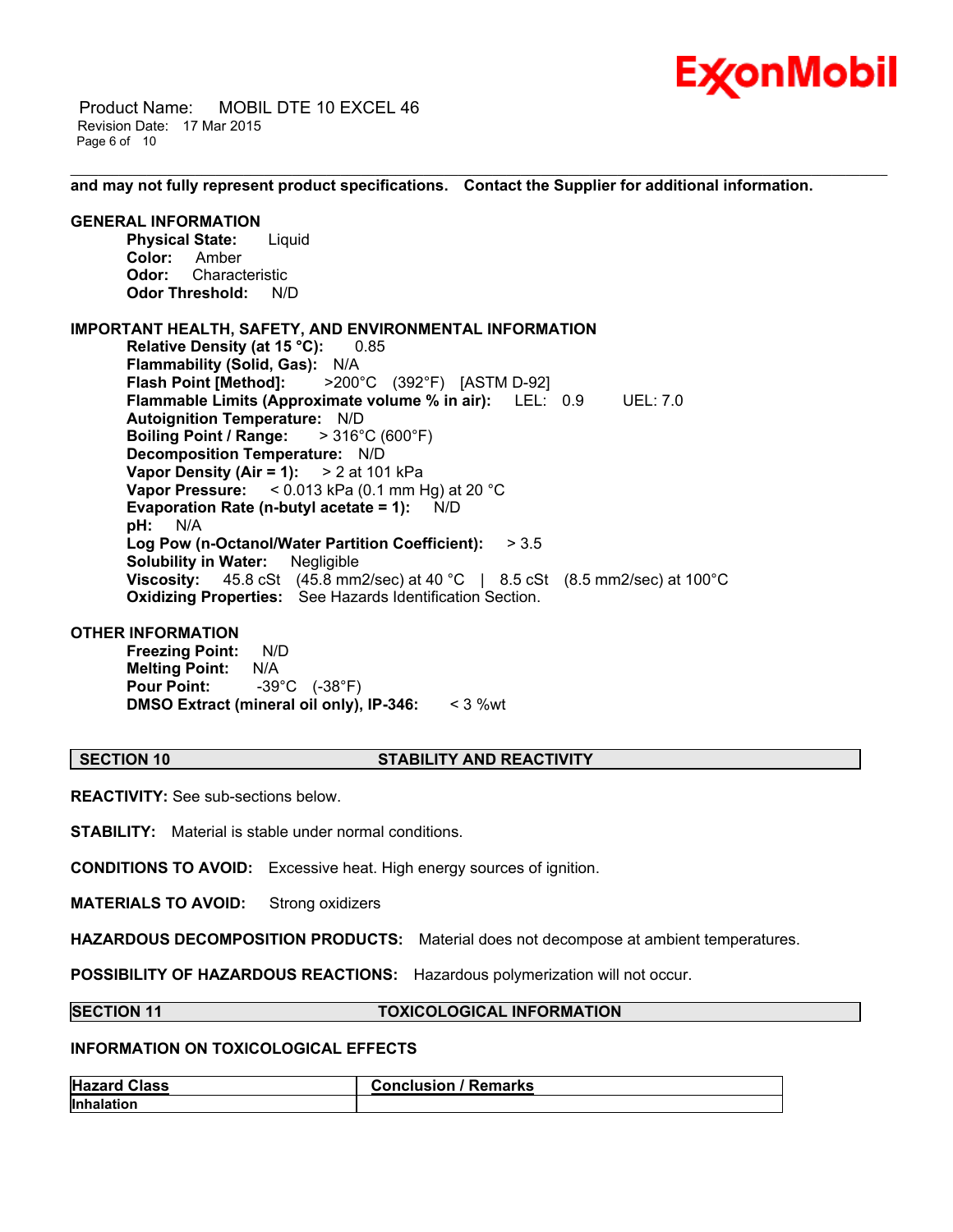**and may not fully represent product specifications. Contact the Supplier for additional information.**

**GENERAL INFORMATION**

**Physical State:** Liquid
**Color:** Amber
**Odor:** Characteristic
**Odor Threshold:** N/D

**IMPORTANT HEALTH, SAFETY, AND ENVIRONMENTAL INFORMATION**

**Relative Density (at 15 °C):** 0.85
**Flammability (Solid, Gas):** N/A
**Flash Point [Method]:** >200°C (392°F) [ASTM D-92]
**Flammable Limits (Approximate volume % in air):** LEL: 0.9 UEL: 7.0
**Autoignition Temperature:** N/D
**Boiling Point / Range:** > 316°C (600°F)
**Decomposition Temperature:** N/D
**Vapor Density (Air = 1):** > 2 at 101 kPa
**Vapor Pressure:** < 0.013 kPa (0.1 mm Hg) at 20 °C
**Evaporation Rate (n-butyl acetate = 1):** N/D
**pH:** N/A
**Log Pow (n-Octanol/Water Partition Coefficient):** > 3.5
**Solubility in Water:** Negligible
**Viscosity:** 45.8 cSt (45.8 mm2/sec) at 40 °C | 8.5 cSt (8.5 mm2/sec) at 100°C
**Oxidizing Properties:** See Hazards Identification Section.

**OTHER INFORMATION**

**Freezing Point:** N/D
**Melting Point:** N/A
**Pour Point:** -39°C (-38°F)
**DMSO Extract (mineral oil only), IP-346:** < 3 %wt

## SECTION 10 STABILITY AND REACTIVITY

**REACTIVITY:** See sub-sections below.

**STABILITY:** Material is stable under normal conditions.

**CONDITIONS TO AVOID:** Excessive heat. High energy sources of ignition.

**MATERIALS TO AVOID:** Strong oxidizers

**HAZARDOUS DECOMPOSITION PRODUCTS:** Material does not decompose at ambient temperatures.

**POSSIBILITY OF HAZARDOUS REACTIONS:** Hazardous polymerization will not occur.

## SECTION 11 TOXICOLOGICAL INFORMATION

**INFORMATION ON TOXICOLOGICAL EFFECTS**

| Hazard Class | Conclusion / Remarks |
|---|---|
| **Inhalation** | |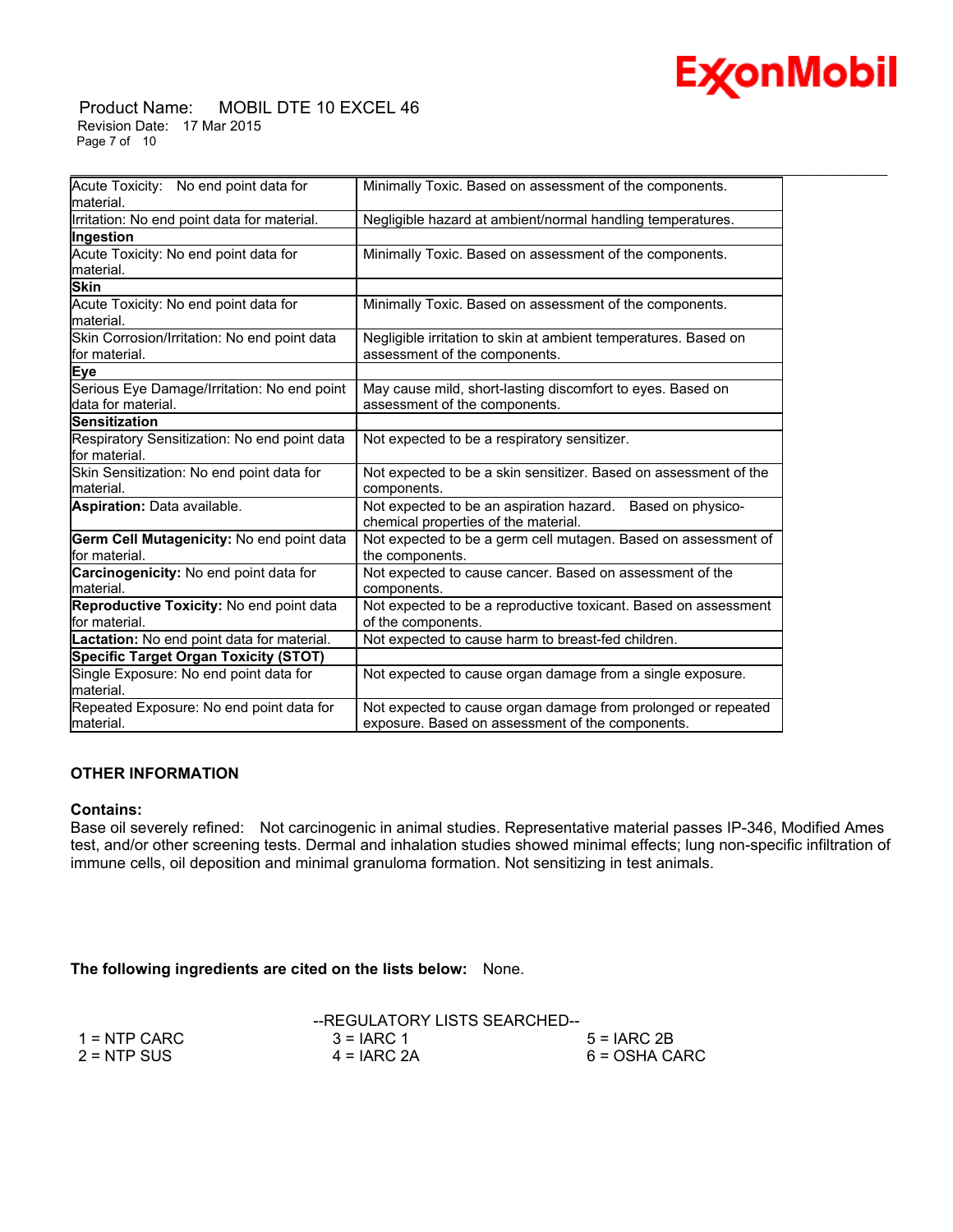| | |
|---|---|
| Acute Toxicity: No end point data for material. | Minimally Toxic. Based on assessment of the components. |
| Irritation: No end point data for material. | Negligible hazard at ambient/normal handling temperatures. |
| **Ingestion** | |
| Acute Toxicity: No end point data for material. | Minimally Toxic. Based on assessment of the components. |
| **Skin** | |
| Acute Toxicity: No end point data for material. | Minimally Toxic. Based on assessment of the components. |
| Skin Corrosion/Irritation: No end point data for material. | Negligible irritation to skin at ambient temperatures. Based on assessment of the components. |
| **Eye** | |
| Serious Eye Damage/Irritation: No end point data for material. | May cause mild, short-lasting discomfort to eyes. Based on assessment of the components. |
| **Sensitization** | |
| Respiratory Sensitization: No end point data for material. | Not expected to be a respiratory sensitizer. |
| Skin Sensitization: No end point data for material. | Not expected to be a skin sensitizer. Based on assessment of the components. |
| **Aspiration:** Data available. | Not expected to be an aspiration hazard. Based on physico-chemical properties of the material. |
| **Germ Cell Mutagenicity:** No end point data for material. | Not expected to be a germ cell mutagen. Based on assessment of the components. |
| **Carcinogenicity:** No end point data for material. | Not expected to cause cancer. Based on assessment of the components. |
| **Reproductive Toxicity:** No end point data for material. | Not expected to be a reproductive toxicant. Based on assessment of the components. |
| **Lactation:** No end point data for material. | Not expected to cause harm to breast-fed children. |
| **Specific Target Organ Toxicity (STOT)** | |
| Single Exposure: No end point data for material. | Not expected to cause organ damage from a single exposure. |
| Repeated Exposure: No end point data for material. | Not expected to cause organ damage from prolonged or repeated exposure. Based on assessment of the components. |

**OTHER INFORMATION**

**Contains:**

Base oil severely refined: Not carcinogenic in animal studies. Representative material passes IP-346, Modified Ames test, and/or other screening tests. Dermal and inhalation studies showed minimal effects; lung non-specific infiltration of immune cells, oil deposition and minimal granuloma formation. Not sensitizing in test animals.

**The following ingredients are cited on the lists below:** None.

--REGULATORY LISTS SEARCHED--

| | | |
|---|---|---|
| 1 = NTP CARC | 3 = IARC 1 | 5 = IARC 2B |
| 2 = NTP SUS | 4 = IARC 2A | 6 = OSHA CARC |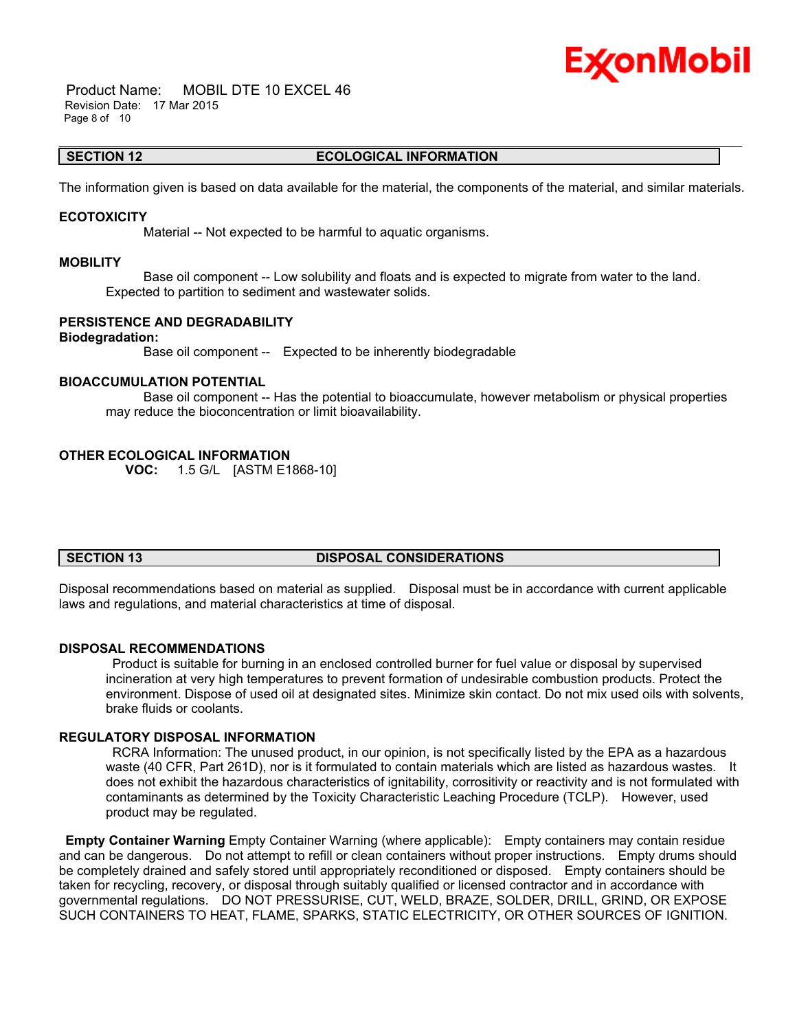## SECTION 12 ECOLOGICAL INFORMATION

The information given is based on data available for the material, the components of the material, and similar materials.

### ECOTOXICITY

Material -- Not expected to be harmful to aquatic organisms.

### MOBILITY

Base oil component -- Low solubility and floats and is expected to migrate from water to the land. Expected to partition to sediment and wastewater solids.

### PERSISTENCE AND DEGRADABILITY

**Biodegradation:**

Base oil component -- Expected to be inherently biodegradable

### BIOACCUMULATION POTENTIAL

Base oil component -- Has the potential to bioaccumulate, however metabolism or physical properties may reduce the bioconcentration or limit bioavailability.

### OTHER ECOLOGICAL INFORMATION

**VOC:** 1.5 G/L [ASTM E1868-10]

## SECTION 13 DISPOSAL CONSIDERATIONS

Disposal recommendations based on material as supplied. Disposal must be in accordance with current applicable laws and regulations, and material characteristics at time of disposal.

### DISPOSAL RECOMMENDATIONS

Product is suitable for burning in an enclosed controlled burner for fuel value or disposal by supervised incineration at very high temperatures to prevent formation of undesirable combustion products. Protect the environment. Dispose of used oil at designated sites. Minimize skin contact. Do not mix used oils with solvents, brake fluids or coolants.

### REGULATORY DISPOSAL INFORMATION

RCRA Information: The unused product, in our opinion, is not specifically listed by the EPA as a hazardous waste (40 CFR, Part 261D), nor is it formulated to contain materials which are listed as hazardous wastes. It does not exhibit the hazardous characteristics of ignitability, corrositivity or reactivity and is not formulated with contaminants as determined by the Toxicity Characteristic Leaching Procedure (TCLP). However, used product may be regulated.

**Empty Container Warning** Empty Container Warning (where applicable): Empty containers may contain residue and can be dangerous. Do not attempt to refill or clean containers without proper instructions. Empty drums should be completely drained and safely stored until appropriately reconditioned or disposed. Empty containers should be taken for recycling, recovery, or disposal through suitably qualified or licensed contractor and in accordance with governmental regulations. DO NOT PRESSURISE, CUT, WELD, BRAZE, SOLDER, DRILL, GRIND, OR EXPOSE SUCH CONTAINERS TO HEAT, FLAME, SPARKS, STATIC ELECTRICITY, OR OTHER SOURCES OF IGNITION.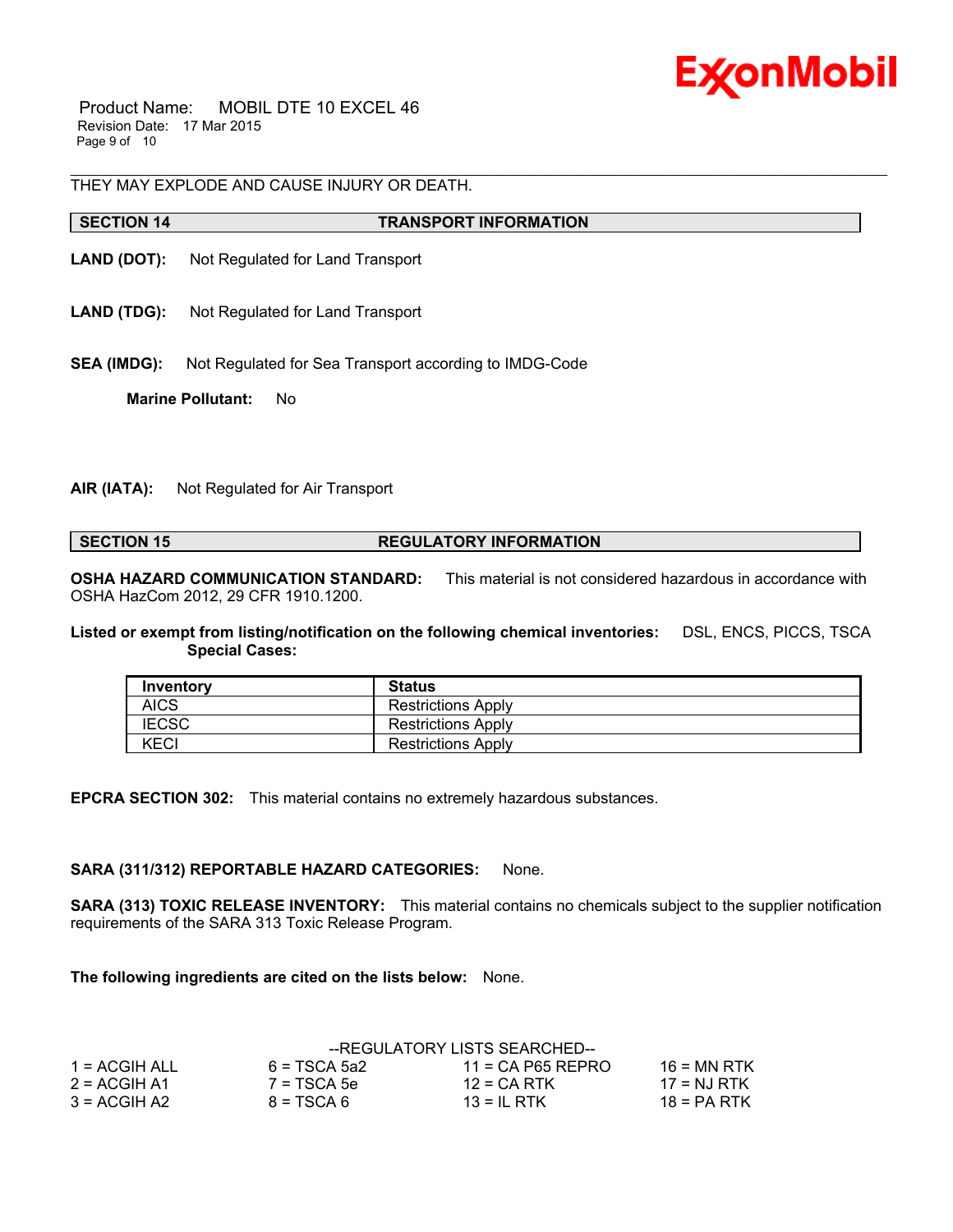THEY MAY EXPLODE AND CAUSE INJURY OR DEATH.

## SECTION 14 TRANSPORT INFORMATION

**LAND (DOT):** Not Regulated for Land Transport

**LAND (TDG):** Not Regulated for Land Transport

**SEA (IMDG):** Not Regulated for Sea Transport according to IMDG-Code

**Marine Pollutant:** No

**AIR (IATA):** Not Regulated for Air Transport

## SECTION 15 REGULATORY INFORMATION

**OSHA HAZARD COMMUNICATION STANDARD:** This material is not considered hazardous in accordance with OSHA HazCom 2012, 29 CFR 1910.1200.

**Listed or exempt from listing/notification on the following chemical inventories:** DSL, ENCS, PICCS, TSCA

**Special Cases:**

| Inventory | Status |
|---|---|
| AICS | Restrictions Apply |
| IECSC | Restrictions Apply |
| KECI | Restrictions Apply |

**EPCRA SECTION 302:** This material contains no extremely hazardous substances.

**SARA (311/312) REPORTABLE HAZARD CATEGORIES:** None.

**SARA (313) TOXIC RELEASE INVENTORY:** This material contains no chemicals subject to the supplier notification requirements of the SARA 313 Toxic Release Program.

**The following ingredients are cited on the lists below:** None.

--REGULATORY LISTS SEARCHED--

| | | | |
|---|---|---|---|
| 1 = ACGIH ALL | 6 = TSCA 5a2 | 11 = CA P65 REPRO | 16 = MN RTK |
| 2 = ACGIH A1 | 7 = TSCA 5e | 12 = CA RTK | 17 = NJ RTK |
| 3 = ACGIH A2 | 8 = TSCA 6 | 13 = IL RTK | 18 = PA RTK |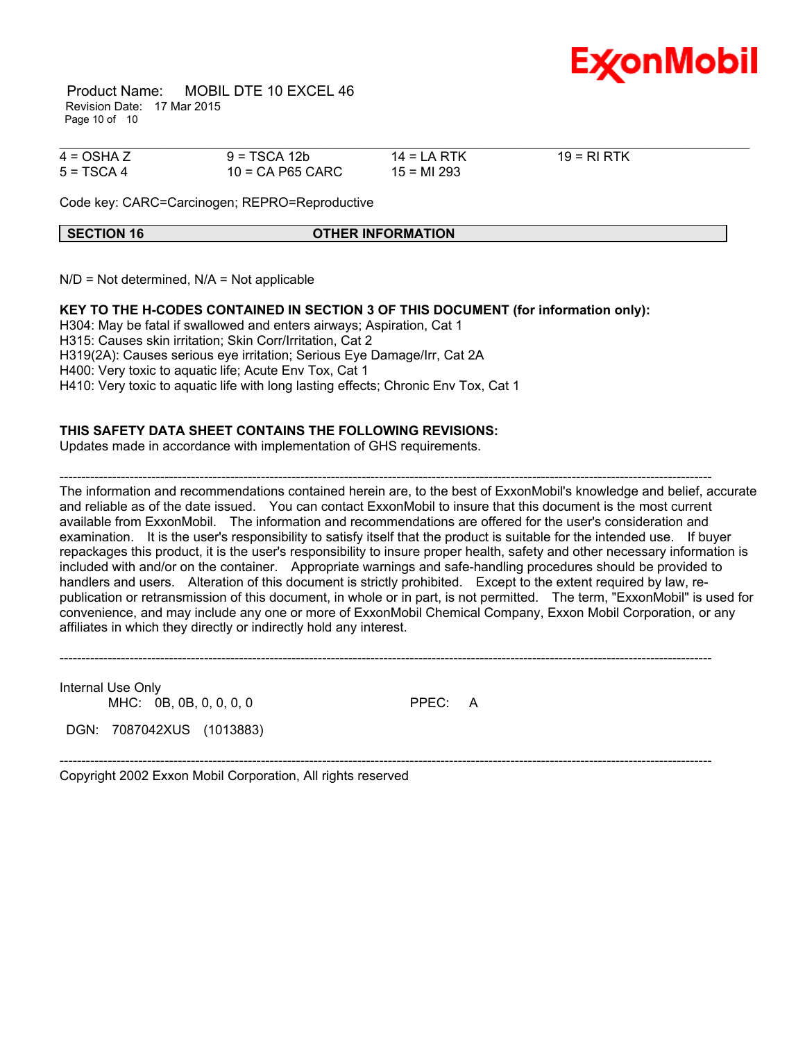| | | | |
|---|---|---|---|
| 4 = OSHA Z | 9 = TSCA 12b | 14 = LA RTK | 19 = RI RTK |
| 5 = TSCA 4 | 10 = CA P65 CARC | 15 = MI 293 | |

Code key: CARC=Carcinogen; REPRO=Reproductive

## SECTION 16 OTHER INFORMATION

N/D = Not determined, N/A = Not applicable

**KEY TO THE H-CODES CONTAINED IN SECTION 3 OF THIS DOCUMENT (for information only):**

H304: May be fatal if swallowed and enters airways; Aspiration, Cat 1
H315: Causes skin irritation; Skin Corr/Irritation, Cat 2
H319(2A): Causes serious eye irritation; Serious Eye Damage/Irr, Cat 2A
H400: Very toxic to aquatic life; Acute Env Tox, Cat 1
H410: Very toxic to aquatic life with long lasting effects; Chronic Env Tox, Cat 1

**THIS SAFETY DATA SHEET CONTAINS THE FOLLOWING REVISIONS:**

Updates made in accordance with implementation of GHS requirements.

---

The information and recommendations contained herein are, to the best of ExxonMobil's knowledge and belief, accurate and reliable as of the date issued. You can contact ExxonMobil to insure that this document is the most current available from ExxonMobil. The information and recommendations are offered for the user's consideration and examination. It is the user's responsibility to satisfy itself that the product is suitable for the intended use. If buyer repackages this product, it is the user's responsibility to insure proper health, safety and other necessary information is included with and/or on the container. Appropriate warnings and safe-handling procedures should be provided to handlers and users. Alteration of this document is strictly prohibited. Except to the extent required by law, re-publication or retransmission of this document, in whole or in part, is not permitted. The term, "ExxonMobil" is used for convenience, and may include any one or more of ExxonMobil Chemical Company, Exxon Mobil Corporation, or any affiliates in which they directly or indirectly hold any interest.

---

Internal Use Only

MHC: 0B, 0B, 0, 0, 0, 0 PPEC: A

DGN: 7087042XUS (1013883)

---

Copyright 2002 Exxon Mobil Corporation, All rights reserved